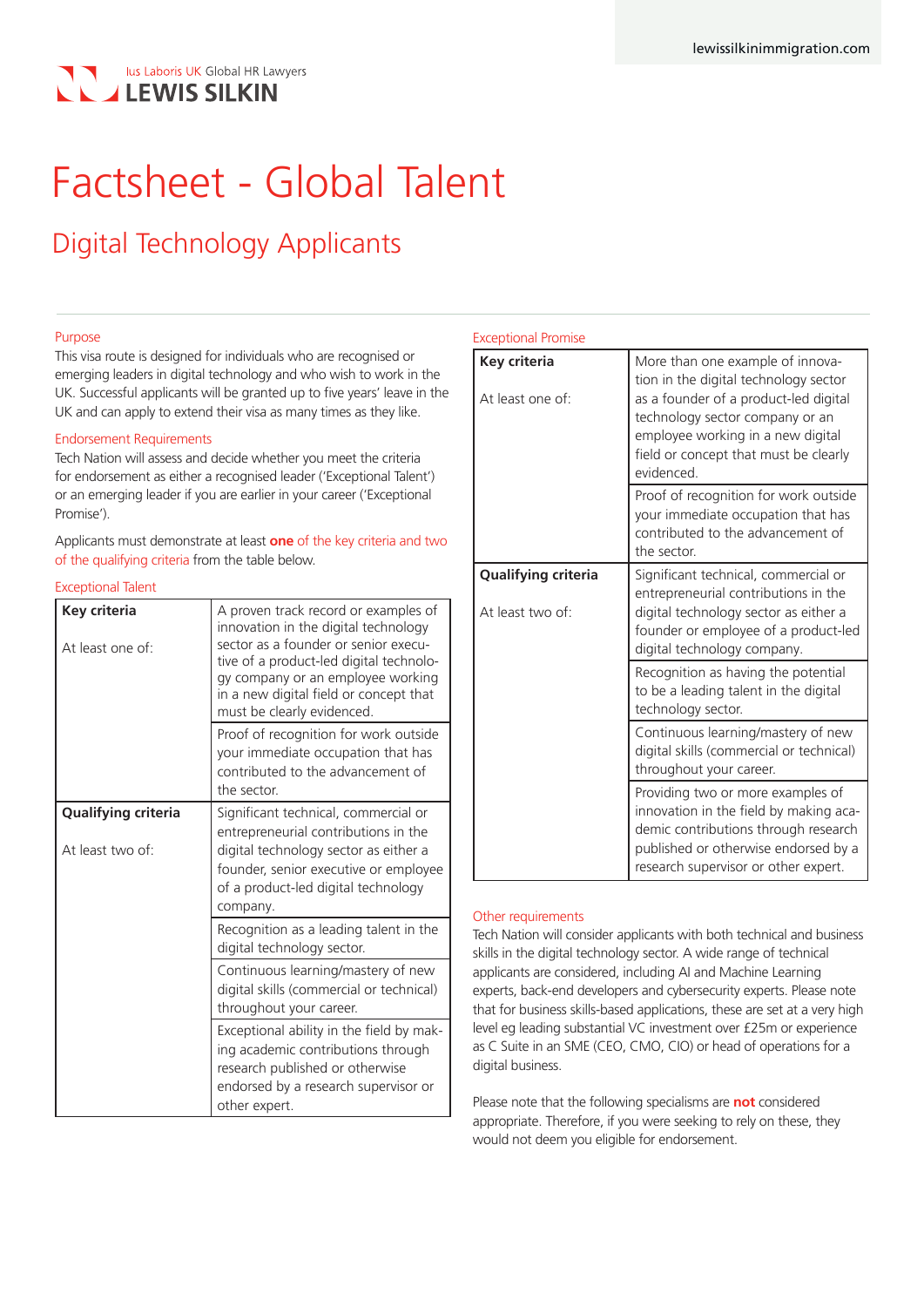Ius Laboris UK Global HR Lawyers
LEWIS SILKIN

# Factsheet - Global Talent

## Digital Technology Applicants

### Purpose

This visa route is designed for individuals who are recognised or emerging leaders in digital technology and who wish to work in the UK. Successful applicants will be granted up to five years' leave in the UK and can apply to extend their visa as many times as they like.

### Endorsement Requirements

Tech Nation will assess and decide whether you meet the criteria for endorsement as either a recognised leader ('Exceptional Talent') or an emerging leader if you are earlier in your career ('Exceptional Promise').

Applicants must demonstrate at least **one** of the key criteria and two of the qualifying criteria from the table below.

### Exceptional Talent

| | |
|---|---|
| **Key criteria**<br><br>At least one of: | A proven track record or examples of innovation in the digital technology sector as a founder or senior executive of a product-led digital technology company or an employee working in a new digital field or concept that must be clearly evidenced. |
| | Proof of recognition for work outside your immediate occupation that has contributed to the advancement of the sector. |
| **Qualifying criteria**<br><br>At least two of: | Significant technical, commercial or entrepreneurial contributions in the digital technology sector as either a founder, senior executive or employee of a product-led digital technology company. |
| | Recognition as a leading talent in the digital technology sector. |
| | Continuous learning/mastery of new digital skills (commercial or technical) throughout your career. |
| | Exceptional ability in the field by making academic contributions through research published or otherwise endorsed by a research supervisor or other expert. |

### Exceptional Promise

| | |
|---|---|
| **Key criteria**<br><br>At least one of: | More than one example of innovation in the digital technology sector as a founder of a product-led digital technology sector company or an employee working in a new digital field or concept that must be clearly evidenced. |
| | Proof of recognition for work outside your immediate occupation that has contributed to the advancement of the sector. |
| **Qualifying criteria**<br><br>At least two of: | Significant technical, commercial or entrepreneurial contributions in the digital technology sector as either a founder or employee of a product-led digital technology company. |
| | Recognition as having the potential to be a leading talent in the digital technology sector. |
| | Continuous learning/mastery of new digital skills (commercial or technical) throughout your career. |
| | Providing two or more examples of innovation in the field by making academic contributions through research published or otherwise endorsed by a research supervisor or other expert. |

### Other requirements

Tech Nation will consider applicants with both technical and business skills in the digital technology sector. A wide range of technical applicants are considered, including AI and Machine Learning experts, back-end developers and cybersecurity experts. Please note that for business skills-based applications, these are set at a very high level eg leading substantial VC investment over £25m or experience as C Suite in an SME (CEO, CMO, CIO) or head of operations for a digital business.

Please note that the following specialisms are **not** considered appropriate. Therefore, if you were seeking to rely on these, they would not deem you eligible for endorsement.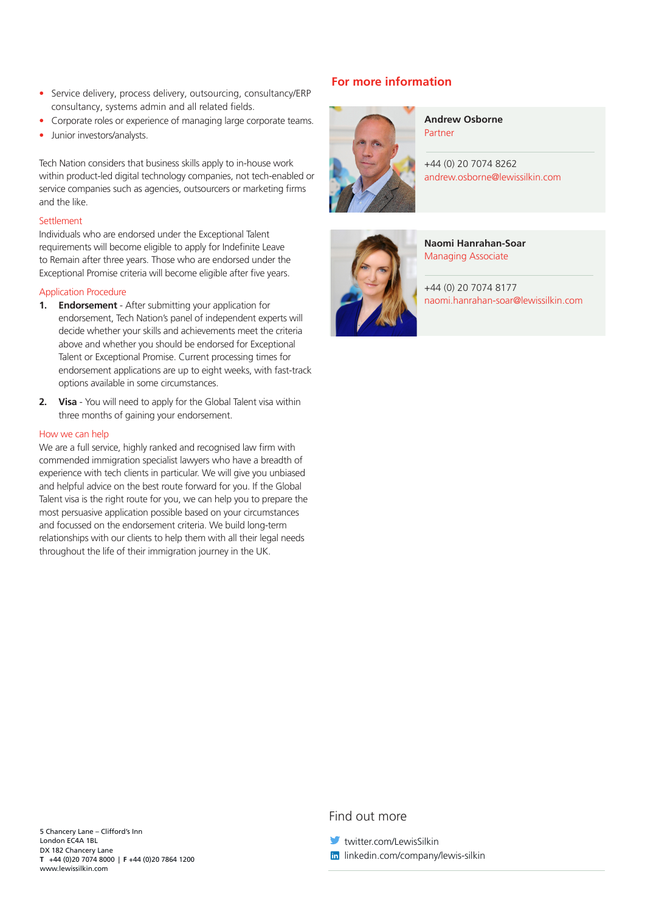- Service delivery, process delivery, outsourcing, consultancy/ERP consultancy, systems admin and all related fields.
- Corporate roles or experience of managing large corporate teams.
- Junior investors/analysts.

Tech Nation considers that business skills apply to in-house work within product-led digital technology companies, not tech-enabled or service companies such as agencies, outsourcers or marketing firms and the like.

### Settlement

Individuals who are endorsed under the Exceptional Talent requirements will become eligible to apply for Indefinite Leave to Remain after three years. Those who are endorsed under the Exceptional Promise criteria will become eligible after five years.

### Application Procedure

1. **Endorsement** - After submitting your application for endorsement, Tech Nation's panel of independent experts will decide whether your skills and achievements meet the criteria above and whether you should be endorsed for Exceptional Talent or Exceptional Promise. Current processing times for endorsement applications are up to eight weeks, with fast-track options available in some circumstances.

2. **Visa** - You will need to apply for the Global Talent visa within three months of gaining your endorsement.

### How we can help

We are a full service, highly ranked and recognised law firm with commended immigration specialist lawyers who have a breadth of experience with tech clients in particular. We will give you unbiased and helpful advice on the best route forward for you. If the Global Talent visa is the right route for you, we can help you to prepare the most persuasive application possible based on your circumstances and focussed on the endorsement criteria. We build long-term relationships with our clients to help them with all their legal needs throughout the life of their immigration journey in the UK.

## For more information

**Andrew Osborne**
Partner

+44 (0) 20 7074 8262
andrew.osborne@lewissilkin.com

**Naomi Hanrahan-Soar**
Managing Associate

+44 (0) 20 7074 8177
naomi.hanrahan-soar@lewissilkin.com

5 Chancery Lane – Clifford's Inn
London EC4A 1BL
DX 182 Chancery Lane
**T** +44 (0)20 7074 8000 | **F** +44 (0)20 7864 1200
www.lewissilkin.com

## Find out more

twitter.com/LewisSilkin
linkedin.com/company/lewis-silkin